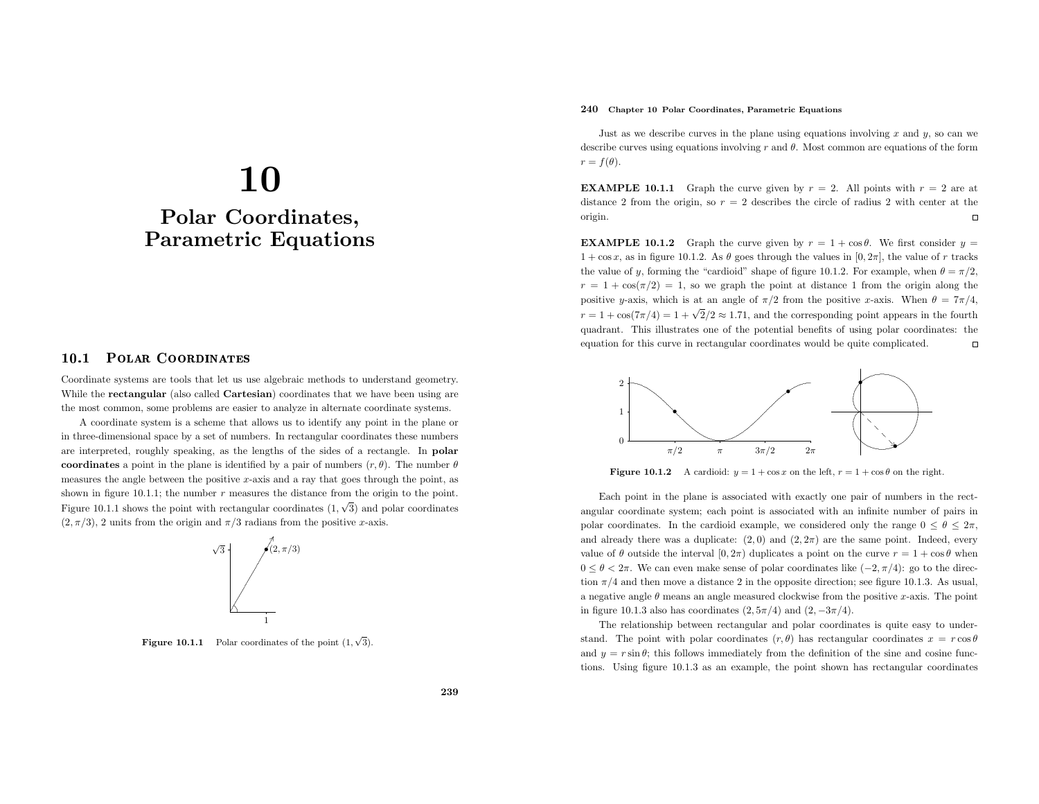# 10

# Polar Coordinates, Parametric Equations

## 10.1 Polar Coordinates

Coordinate systems are tools that let us use algebraic methods to understand geometry. While the **rectangular** (also called **Cartesian**) coordinates that we have been using are the most common, some problems are easier to analyze in alternate coordinate systems.

A coordinate system is a scheme that allows us to identify any point in the plane or in three-dimensional space by a set of numbers. In rectangular coordinates these numbers are interpreted, roughly speaking, as the lengths of the sides of a rectangle. In **polar coordinates** a point in the plane is identified by a pair of numbers $(r, \theta)$. The number $\theta$ measures the angle between the positive $x$-axis and a ray that goes through the point, as shown in figure 10.1.1; the number $r$ measures the distance from the origin to the point. Figure 10.1.1 shows the point with rectangular coordinates $(1, \sqrt{3})$ and polar coordinates $(2, \pi/3)$, 2 units from the origin and $\pi/3$ radians from the positive $x$-axis.

**Figure 10.1.1** Polar coordinates of the point $(1, \sqrt{3})$.

Just as we describe curves in the plane using equations involving $x$ and $y$, so can we describe curves using equations involving $r$ and $\theta$. Most common are equations of the form $r = f(\theta)$.

**EXAMPLE 10.1.1** Graph the curve given by $r = 2$. All points with $r = 2$ are at distance 2 from the origin, so $r = 2$ describes the circle of radius 2 with center at the origin. □

**EXAMPLE 10.1.2** Graph the curve given by $r = 1 + \cos\theta$. We first consider $y = 1 + \cos x$, as in figure 10.1.2. As $\theta$ goes through the values in $[0, 2\pi]$, the value of $r$ tracks the value of $y$, forming the "cardioid" shape of figure 10.1.2. For example, when $\theta = \pi/2$, $r = 1 + \cos(\pi/2) = 1$, so we graph the point at distance 1 from the origin along the positive $y$-axis, which is at an angle of $\pi/2$ from the positive $x$-axis. When $\theta = 7\pi/4$, $r = 1 + \cos(7\pi/4) = 1 + \sqrt{2}/2 \approx 1.71$, and the corresponding point appears in the fourth quadrant. This illustrates one of the potential benefits of using polar coordinates: the equation for this curve in rectangular coordinates would be quite complicated. □

**Figure 10.1.2** A cardioid: $y = 1 + \cos x$ on the left, $r = 1 + \cos\theta$ on the right.

Each point in the plane is associated with exactly one pair of numbers in the rectangular coordinate system; each point is associated with an infinite number of pairs in polar coordinates. In the cardioid example, we considered only the range $0 \le \theta \le 2\pi$, and already there was a duplicate: $(2, 0)$ and $(2, 2\pi)$ are the same point. Indeed, every value of $\theta$ outside the interval $[0, 2\pi)$ duplicates a point on the curve $r = 1 + \cos\theta$ when $0 \le \theta < 2\pi$. We can even make sense of polar coordinates like $(-2, \pi/4)$: go to the direction $\pi/4$ and then move a distance 2 in the opposite direction; see figure 10.1.3. As usual, a negative angle $\theta$ means an angle measured clockwise from the positive $x$-axis. The point in figure 10.1.3 also has coordinates $(2, 5\pi/4)$ and $(2, -3\pi/4)$.

The relationship between rectangular and polar coordinates is quite easy to understand. The point with polar coordinates $(r, \theta)$ has rectangular coordinates $x = r\cos\theta$ and $y = r\sin\theta$; this follows immediately from the definition of the sine and cosine functions. Using figure 10.1.3 as an example, the point shown has rectangular coordinates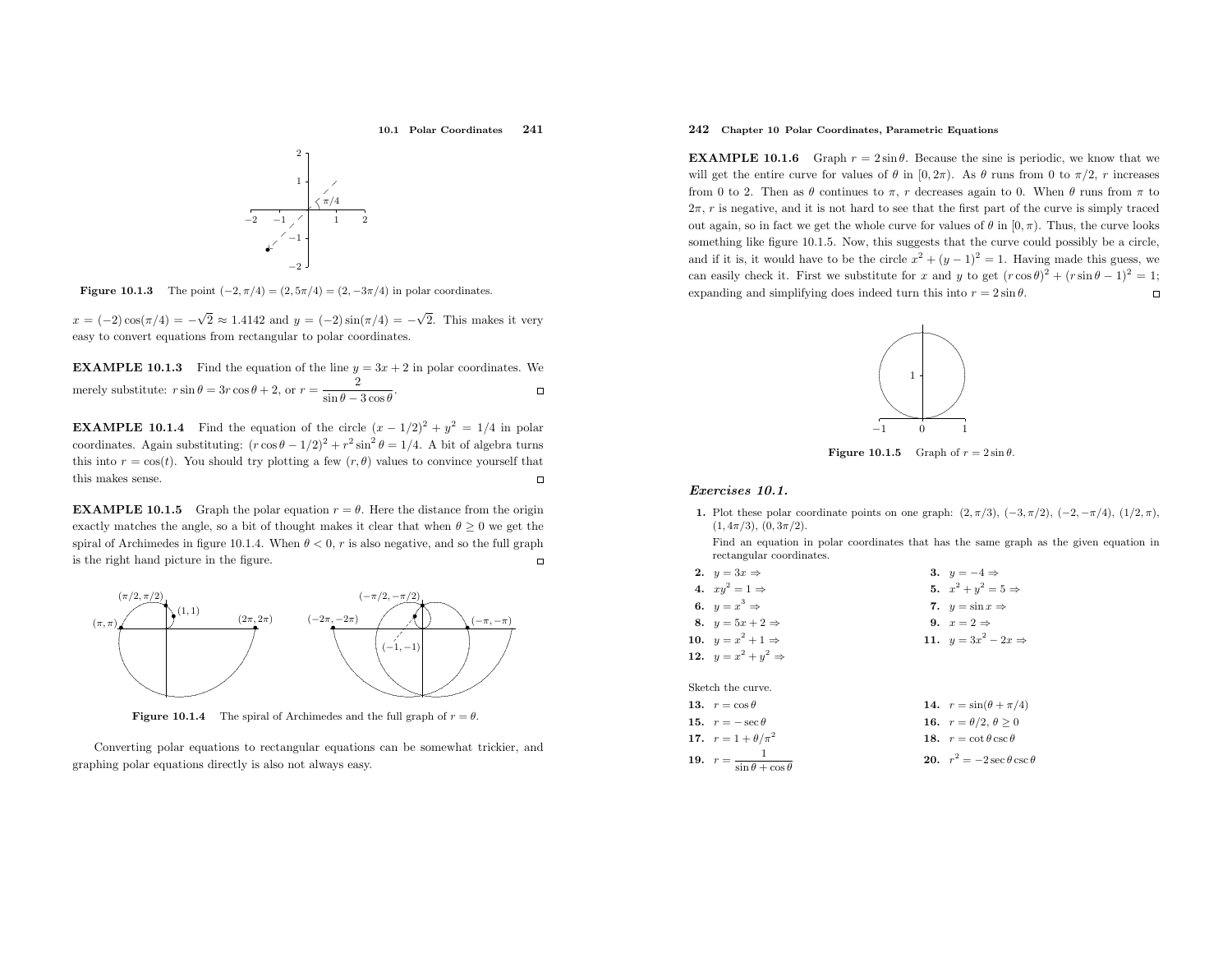**Figure 10.1.3** The point $(-2, \pi/4) = (2, 5\pi/4) = (2, -3\pi/4)$ in polar coordinates.

$x = (-2)\cos(\pi/4) = -\sqrt{2} \approx 1.4142$ and $y = (-2)\sin(\pi/4) = -\sqrt{2}$. This makes it very easy to convert equations from rectangular to polar coordinates.

**EXAMPLE 10.1.3** Find the equation of the line $y = 3x + 2$ in polar coordinates. We merely substitute: $r \sin\theta = 3r\cos\theta + 2$, or $r = \dfrac{2}{\sin\theta - 3\cos\theta}$. □

**EXAMPLE 10.1.4** Find the equation of the circle $(x - 1/2)^2 + y^2 = 1/4$ in polar coordinates. Again substituting: $(r\cos\theta - 1/2)^2 + r^2\sin^2\theta = 1/4$. A bit of algebra turns this into $r = \cos(t)$. You should try plotting a few $(r, \theta)$ values to convince yourself that this makes sense. □

**EXAMPLE 10.1.5** Graph the polar equation $r = \theta$. Here the distance from the origin exactly matches the angle, so a bit of thought makes it clear that when $\theta \geq 0$ we get the spiral of Archimedes in figure 10.1.4. When $\theta < 0$, $r$ is also negative, and so the full graph is the right hand picture in the figure. □

**Figure 10.1.4** The spiral of Archimedes and the full graph of $r = \theta$.

Converting polar equations to rectangular equations can be somewhat trickier, and graphing polar equations directly is also not always easy.

**EXAMPLE 10.1.6** Graph $r = 2\sin\theta$. Because the sine is periodic, we know that we will get the entire curve for values of $\theta$ in $[0, 2\pi)$. As $\theta$ runs from 0 to $\pi/2$, $r$ increases from 0 to 2. Then as $\theta$ continues to $\pi$, $r$ decreases again to 0. When $\theta$ runs from $\pi$ to $2\pi$, $r$ is negative, and it is not hard to see that the first part of the curve is simply traced out again, so in fact we get the whole curve for values of $\theta$ in $[0, \pi)$. Thus, the curve looks something like figure 10.1.5. Now, this suggests that the curve could possibly be a circle, and if it is, it would have to be the circle $x^2 + (y - 1)^2 = 1$. Having made this guess, we can easily check it. First we substitute for $x$ and $y$ to get $(r\cos\theta)^2 + (r\sin\theta - 1)^2 = 1$; expanding and simplifying does indeed turn this into $r = 2\sin\theta$. □

**Figure 10.1.5** Graph of $r = 2\sin\theta$.

### *Exercises 10.1.*

**1.** Plot these polar coordinate points on one graph: $(2, \pi/3)$, $(-3, \pi/2)$, $(-2, -\pi/4)$, $(1/2, \pi)$, $(1, 4\pi/3)$, $(0, 3\pi/2)$.

Find an equation in polar coordinates that has the same graph as the given equation in rectangular coordinates.

**2.** $y = 3x \Rightarrow$

**3.** $y = -4 \Rightarrow$

**4.** $xy^2 = 1 \Rightarrow$

**5.** $x^2 + y^2 = 5 \Rightarrow$

**6.** $y = x^3 \Rightarrow$

**7.** $y = \sin x \Rightarrow$

**8.** $y = 5x + 2 \Rightarrow$

**9.** $x = 2 \Rightarrow$

**10.** $y = x^2 + 1 \Rightarrow$

**11.** $y = 3x^2 - 2x \Rightarrow$

**12.** $y = x^2 + y^2 \Rightarrow$

Sketch the curve.

**13.** $r = \cos\theta$

**14.** $r = \sin(\theta + \pi/4)$

**15.** $r = -\sec\theta$

**16.** $r = \theta/2$, $\theta \geq 0$

**17.** $r = 1 + \theta/\pi^2$

**18.** $r = \cot\theta \csc\theta$

**19.** $r = \dfrac{1}{\sin\theta + \cos\theta}$

**20.** $r^2 = -2\sec\theta\csc\theta$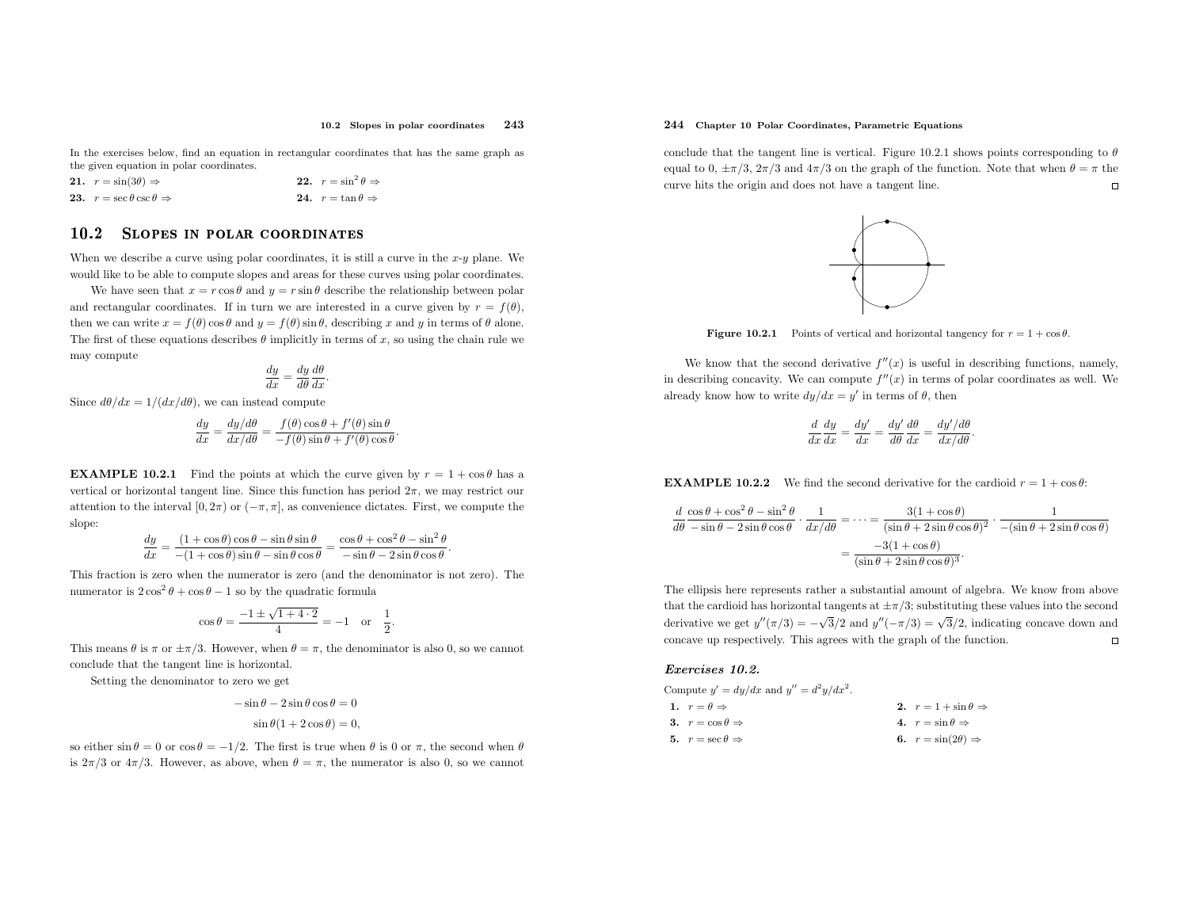In the exercises below, find an equation in rectangular coordinates that has the same graph as the given equation in polar coordinates.

**21.** $r = \sin(3\theta) \Rightarrow$

**22.** $r = \sin^2\theta \Rightarrow$

**23.** $r = \sec\theta\csc\theta \Rightarrow$

**24.** $r = \tan\theta \Rightarrow$

## 10.2 Slopes in polar coordinates

When we describe a curve using polar coordinates, it is still a curve in the $x$-$y$ plane. We would like to be able to compute slopes and areas for these curves using polar coordinates.

We have seen that $x = r\cos\theta$ and $y = r\sin\theta$ describe the relationship between polar and rectangular coordinates. If in turn we are interested in a curve given by $r = f(\theta)$, then we can write $x = f(\theta)\cos\theta$ and $y = f(\theta)\sin\theta$, describing $x$ and $y$ in terms of $\theta$ alone. The first of these equations describes $\theta$ implicitly in terms of $x$, so using the chain rule we may compute

$$\frac{dy}{dx} = \frac{dy}{d\theta}\frac{d\theta}{dx}.$$

Since $d\theta/dx = 1/(dx/d\theta)$, we can instead compute

$$\frac{dy}{dx} = \frac{dy/d\theta}{dx/d\theta} = \frac{f(\theta)\cos\theta + f'(\theta)\sin\theta}{-f(\theta)\sin\theta + f'(\theta)\cos\theta}.$$

**EXAMPLE 10.2.1** Find the points at which the curve given by $r = 1 + \cos\theta$ has a vertical or horizontal tangent line. Since this function has period $2\pi$, we may restrict our attention to the interval $[0, 2\pi)$ or $(-\pi, \pi]$, as convenience dictates. First, we compute the slope:

$$\frac{dy}{dx} = \frac{(1+\cos\theta)\cos\theta - \sin\theta\sin\theta}{-(1+\cos\theta)\sin\theta - \sin\theta\cos\theta} = \frac{\cos\theta + \cos^2\theta - \sin^2\theta}{-\sin\theta - 2\sin\theta\cos\theta}.$$

This fraction is zero when the numerator is zero (and the denominator is not zero). The numerator is $2\cos^2\theta + \cos\theta - 1$ so by the quadratic formula

$$\cos\theta = \frac{-1 \pm \sqrt{1 + 4\cdot 2}}{4} = -1 \quad \text{or} \quad \frac{1}{2}.$$

This means $\theta$ is $\pi$ or $\pm\pi/3$. However, when $\theta = \pi$, the denominator is also 0, so we cannot conclude that the tangent line is horizontal.

Setting the denominator to zero we get

$$-\sin\theta - 2\sin\theta\cos\theta = 0$$
$$\sin\theta(1 + 2\cos\theta) = 0,$$

so either $\sin\theta = 0$ or $\cos\theta = -1/2$. The first is true when $\theta$ is 0 or $\pi$, the second when $\theta$ is $2\pi/3$ or $4\pi/3$. However, as above, when $\theta = \pi$, the numerator is also 0, so we cannot conclude that the tangent line is vertical. Figure 10.2.1 shows points corresponding to $\theta$ equal to 0, $\pm\pi/3$, $2\pi/3$ and $4\pi/3$ on the graph of the function. Note that when $\theta = \pi$ the curve hits the origin and does not have a tangent line. □

**Figure 10.2.1** Points of vertical and horizontal tangency for $r = 1 + \cos\theta$.

We know that the second derivative $f''(x)$ is useful in describing functions, namely, in describing concavity. We can compute $f''(x)$ in terms of polar coordinates as well. We already know how to write $dy/dx = y'$ in terms of $\theta$, then

$$\frac{d}{dx}\frac{dy}{dx} = \frac{dy'}{dx} = \frac{dy'}{d\theta}\frac{d\theta}{dx} = \frac{dy'/d\theta}{dx/d\theta}.$$

**EXAMPLE 10.2.2** We find the second derivative for the cardioid $r = 1 + \cos\theta$:

$$\frac{d}{d\theta}\frac{\cos\theta + \cos^2\theta - \sin^2\theta}{-\sin\theta - 2\sin\theta\cos\theta}\cdot\frac{1}{dx/d\theta} = \cdots = \frac{3(1+\cos\theta)}{(\sin\theta + 2\sin\theta\cos\theta)^2}\cdot\frac{1}{-(\sin\theta + 2\sin\theta\cos\theta)}$$
$$= \frac{-3(1+\cos\theta)}{(\sin\theta + 2\sin\theta\cos\theta)^3}.$$

The ellipsis here represents rather a substantial amount of algebra. We know from above that the cardioid has horizontal tangents at $\pm\pi/3$; substituting these values into the second derivative we get $y''(\pi/3) = -\sqrt{3}/2$ and $y''(-\pi/3) = \sqrt{3}/2$, indicating concave down and concave up respectively. This agrees with the graph of the function. □

### *Exercises 10.2.*

Compute $y' = dy/dx$ and $y'' = d^2y/dx^2$.

**1.** $r = \theta \Rightarrow$

**2.** $r = 1 + \sin\theta \Rightarrow$

**3.** $r = \cos\theta \Rightarrow$

**4.** $r = \sin\theta \Rightarrow$

**5.** $r = \sec\theta \Rightarrow$

**6.** $r = \sin(2\theta) \Rightarrow$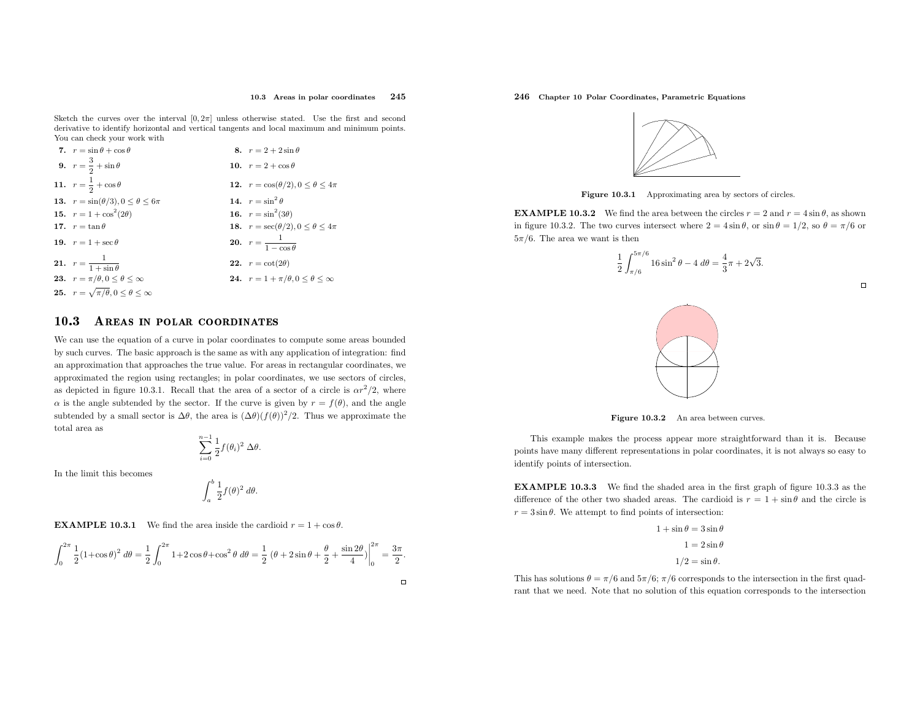Sketch the curves over the interval $[0, 2\pi]$ unless otherwise stated. Use the first and second derivative to identify horizontal and vertical tangents and local maximum and minimum points. You can check your work with

**7.** $r = \sin\theta + \cos\theta$

**8.** $r = 2 + 2\sin\theta$

**9.** $r = \dfrac{3}{2} + \sin\theta$

**10.** $r = 2 + \cos\theta$

**11.** $r = \dfrac{1}{2} + \cos\theta$

**12.** $r = \cos(\theta/2), 0 \le \theta \le 4\pi$

**13.** $r = \sin(\theta/3), 0 \le \theta \le 6\pi$

**14.** $r = \sin^2\theta$

**15.** $r = 1 + \cos^2(2\theta)$

**16.** $r = \sin^2(3\theta)$

**17.** $r = \tan\theta$

**18.** $r = \sec(\theta/2), 0 \le \theta \le 4\pi$

**19.** $r = 1 + \sec\theta$

**20.** $r = \dfrac{1}{1 - \cos\theta}$

**21.** $r = \dfrac{1}{1 + \sin\theta}$

**22.** $r = \cot(2\theta)$

**23.** $r = \pi/\theta, 0 \le \theta \le \infty$

**24.** $r = 1 + \pi/\theta, 0 \le \theta \le \infty$

**25.** $r = \sqrt{\pi/\theta}, 0 \le \theta \le \infty$

## 10.3 Areas in polar coordinates

We can use the equation of a curve in polar coordinates to compute some areas bounded by such curves. The basic approach is the same as with any application of integration: find an approximation that approaches the true value. For areas in rectangular coordinates, we approximated the region using rectangles; in polar coordinates, we use sectors of circles, as depicted in figure 10.3.1. Recall that the area of a sector of a circle is $\alpha r^2/2$, where $\alpha$ is the angle subtended by the sector. If the curve is given by $r = f(\theta)$, and the angle subtended by a small sector is $\Delta\theta$, the area is $(\Delta\theta)(f(\theta))^2/2$. Thus we approximate the total area as

$$\sum_{i=0}^{n-1} \frac{1}{2} f(\theta_i)^2 \,\Delta\theta.$$

In the limit this becomes

$$\int_a^b \frac{1}{2} f(\theta)^2 \, d\theta.$$

**EXAMPLE 10.3.1** We find the area inside the cardioid $r = 1 + \cos\theta$.

$$\int_0^{2\pi} \frac{1}{2}(1+\cos\theta)^2 \, d\theta = \frac{1}{2}\int_0^{2\pi} 1+2\cos\theta+\cos^2\theta \, d\theta = \frac{1}{2}\left(\theta + 2\sin\theta + \frac{\theta}{2} + \frac{\sin 2\theta}{4}\right)\Bigg|_0^{2\pi} = \frac{3\pi}{2}.$$

□

Figure 10.3.1 Approximating area by sectors of circles.

**EXAMPLE 10.3.2** We find the area between the circles $r = 2$ and $r = 4\sin\theta$, as shown in figure 10.3.2. The two curves intersect where $2 = 4\sin\theta$, or $\sin\theta = 1/2$, so $\theta = \pi/6$ or $5\pi/6$. The area we want is then

$$\frac{1}{2}\int_{\pi/6}^{5\pi/6} 16\sin^2\theta - 4 \, d\theta = \frac{4}{3}\pi + 2\sqrt{3}.$$

□

Figure 10.3.2 An area between curves.

This example makes the process appear more straightforward than it is. Because points have many different representations in polar coordinates, it is not always so easy to identify points of intersection.

**EXAMPLE 10.3.3** We find the shaded area in the first graph of figure 10.3.3 as the difference of the other two shaded areas. The cardioid is $r = 1 + \sin\theta$ and the circle is $r = 3\sin\theta$. We attempt to find points of intersection:

$$1 + \sin\theta = 3\sin\theta$$
$$1 = 2\sin\theta$$
$$1/2 = \sin\theta.$$

This has solutions $\theta = \pi/6$ and $5\pi/6$; $\pi/6$ corresponds to the intersection in the first quadrant that we need. Note that no solution of this equation corresponds to the intersection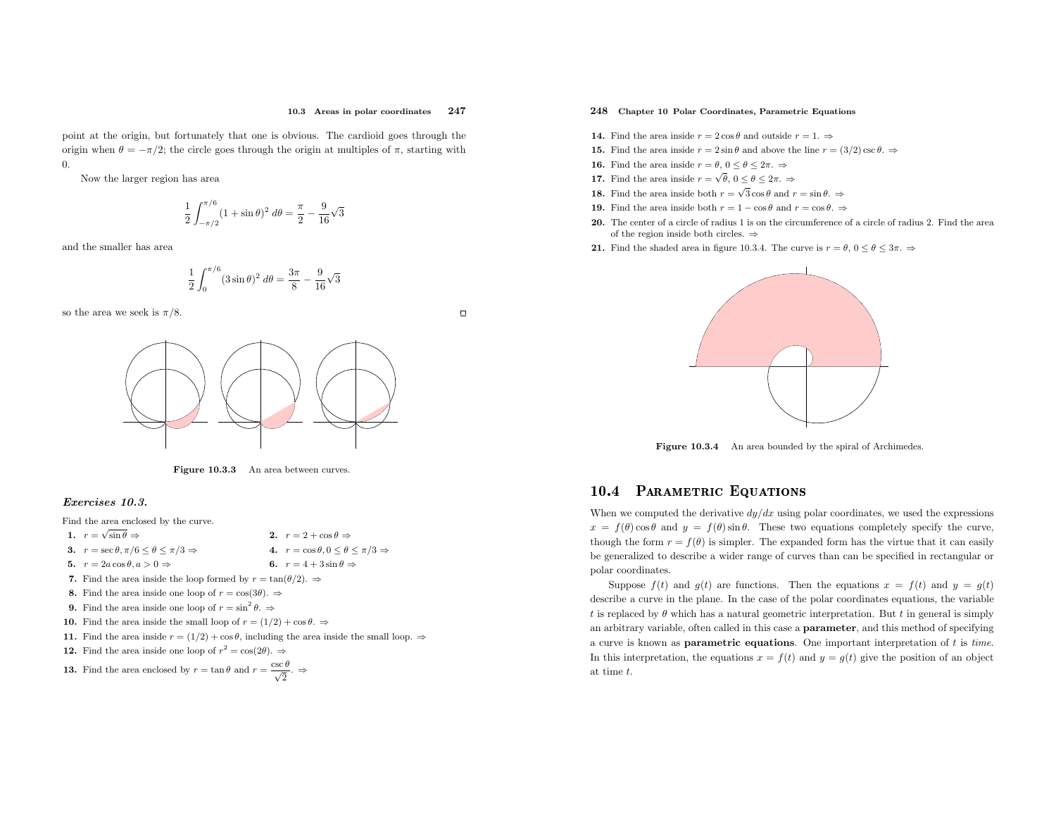point at the origin, but fortunately that one is obvious. The cardioid goes through the origin when $\theta = -\pi/2$; the circle goes through the origin at multiples of $\pi$, starting with 0.

Now the larger region has area

$$\frac{1}{2}\int_{-\pi/2}^{\pi/6}(1+\sin\theta)^2\,d\theta = \frac{\pi}{2} - \frac{9}{16}\sqrt{3}$$

and the smaller has area

$$\frac{1}{2}\int_{0}^{\pi/6}(3\sin\theta)^2\,d\theta = \frac{3\pi}{8} - \frac{9}{16}\sqrt{3}$$

so the area we seek is $\pi/8$. □

**Figure 10.3.3** An area between curves.

***Exercises 10.3.***

Find the area enclosed by the curve.

**1.** $r = \sqrt{\sin\theta}$ ⇒

**2.** $r = 2 + \cos\theta$ ⇒

**3.** $r = \sec\theta, \pi/6 \le \theta \le \pi/3$ ⇒

**4.** $r = \cos\theta, 0 \le \theta \le \pi/3$ ⇒

**5.** $r = 2a\cos\theta, a > 0$ ⇒

**6.** $r = 4 + 3\sin\theta$ ⇒

**7.** Find the area inside the loop formed by $r = \tan(\theta/2)$. ⇒

**8.** Find the area inside one loop of $r = \cos(3\theta)$. ⇒

**9.** Find the area inside one loop of $r = \sin^2\theta$. ⇒

**10.** Find the area inside the small loop of $r = (1/2) + \cos\theta$. ⇒

**11.** Find the area inside $r = (1/2) + \cos\theta$, including the area inside the small loop. ⇒

**12.** Find the area inside one loop of $r^2 = \cos(2\theta)$. ⇒

**13.** Find the area enclosed by $r = \tan\theta$ and $r = \dfrac{\csc\theta}{\sqrt{2}}$. ⇒

**14.** Find the area inside $r = 2\cos\theta$ and outside $r = 1$. ⇒

**15.** Find the area inside $r = 2\sin\theta$ and above the line $r = (3/2)\csc\theta$. ⇒

**16.** Find the area inside $r = \theta$, $0 \le \theta \le 2\pi$. ⇒

**17.** Find the area inside $r = \sqrt{\theta}$, $0 \le \theta \le 2\pi$. ⇒

**18.** Find the area inside both $r = \sqrt{3}\cos\theta$ and $r = \sin\theta$. ⇒

**19.** Find the area inside both $r = 1 - \cos\theta$ and $r = \cos\theta$. ⇒

**20.** The center of a circle of radius 1 is on the circumference of a circle of radius 2. Find the area of the region inside both circles. ⇒

**21.** Find the shaded area in figure 10.3.4. The curve is $r = \theta$, $0 \le \theta \le 3\pi$. ⇒

**Figure 10.3.4** An area bounded by the spiral of Archimedes.

## 10.4 Parametric Equations

When we computed the derivative $dy/dx$ using polar coordinates, we used the expressions $x = f(\theta)\cos\theta$ and $y = f(\theta)\sin\theta$. These two equations completely specify the curve, though the form $r = f(\theta)$ is simpler. The expanded form has the virtue that it can easily be generalized to describe a wider range of curves than can be specified in rectangular or polar coordinates.

Suppose $f(t)$ and $g(t)$ are functions. Then the equations $x = f(t)$ and $y = g(t)$ describe a curve in the plane. In the case of the polar coordinates equations, the variable $t$ is replaced by $\theta$ which has a natural geometric interpretation. But $t$ in general is simply an arbitrary variable, often called in this case a **parameter**, and this method of specifying a curve is known as **parametric equations**. One important interpretation of $t$ is *time*. In this interpretation, the equations $x = f(t)$ and $y = g(t)$ give the position of an object at time $t$.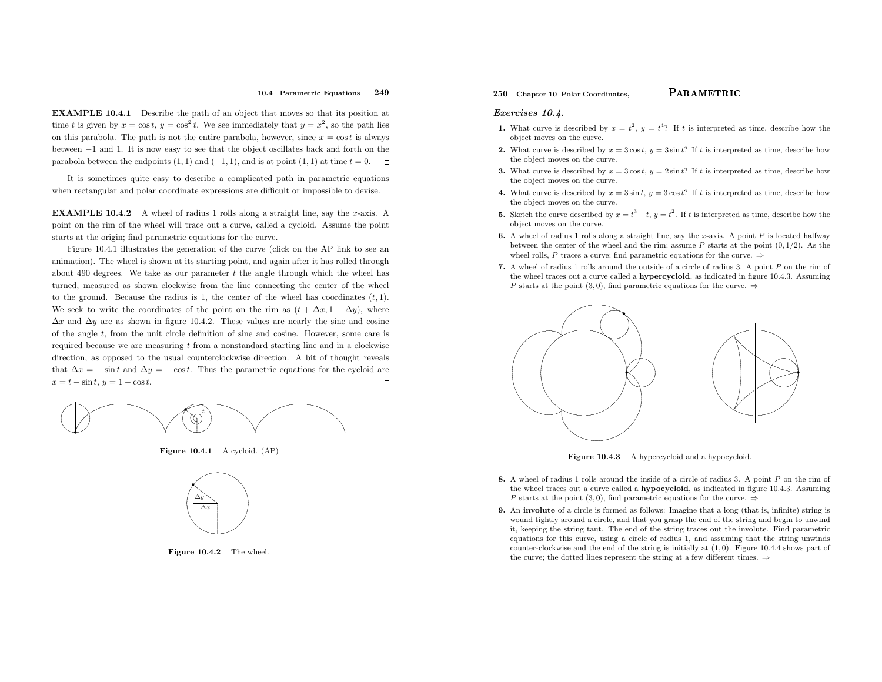**EXAMPLE 10.4.1** Describe the path of an object that moves so that its position at time $t$ is given by $x = \cos t$, $y = \cos^2 t$. We see immediately that $y = x^2$, so the path lies on this parabola. The path is not the entire parabola, however, since $x = \cos t$ is always between $-1$ and 1. It is now easy to see that the object oscillates back and forth on the parabola between the endpoints $(1, 1)$ and $(-1, 1)$, and is at point $(1, 1)$ at time $t = 0$. □

It is sometimes quite easy to describe a complicated path in parametric equations when rectangular and polar coordinate expressions are difficult or impossible to devise.

**EXAMPLE 10.4.2** A wheel of radius 1 rolls along a straight line, say the $x$-axis. A point on the rim of the wheel will trace out a curve, called a cycloid. Assume the point starts at the origin; find parametric equations for the curve.

Figure 10.4.1 illustrates the generation of the curve (click on the AP link to see an animation). The wheel is shown at its starting point, and again after it has rolled through about 490 degrees. We take as our parameter $t$ the angle through which the wheel has turned, measured as shown clockwise from the line connecting the center of the wheel to the ground. Because the radius is 1, the center of the wheel has coordinates $(t, 1)$. We seek to write the coordinates of the point on the rim as $(t + \Delta x, 1 + \Delta y)$, where $\Delta x$ and $\Delta y$ are as shown in figure 10.4.2. These values are nearly the sine and cosine of the angle $t$, from the unit circle definition of sine and cosine. However, some care is required because we are measuring $t$ from a nonstandard starting line and in a clockwise direction, as opposed to the usual counterclockwise direction. A bit of thought reveals that $\Delta x = -\sin t$ and $\Delta y = -\cos t$. Thus the parametric equations for the cycloid are $x = t - \sin t$, $y = 1 - \cos t$. □

**Figure 10.4.1** A cycloid. (AP)

**Figure 10.4.2** The wheel.

*Exercises 10.4.*

1. What curve is described by $x = t^2$, $y = t^4$? If $t$ is interpreted as time, describe how the object moves on the curve.
2. What curve is described by $x = 3\cos t$, $y = 3\sin t$? If $t$ is interpreted as time, describe how the object moves on the curve.
3. What curve is described by $x = 3\cos t$, $y = 2\sin t$? If $t$ is interpreted as time, describe how the object moves on the curve.
4. What curve is described by $x = 3\sin t$, $y = 3\cos t$? If $t$ is interpreted as time, describe how the object moves on the curve.
5. Sketch the curve described by $x = t^3 - t$, $y = t^2$. If $t$ is interpreted as time, describe how the object moves on the curve.
6. A wheel of radius 1 rolls along a straight line, say the $x$-axis. A point $P$ is located halfway between the center of the wheel and the rim; assume $P$ starts at the point $(0, 1/2)$. As the wheel rolls, $P$ traces a curve; find parametric equations for the curve. ⇒
7. A wheel of radius 1 rolls around the outside of a circle of radius 3. A point $P$ on the rim of the wheel traces out a curve called a **hypercycloid**, as indicated in figure 10.4.3. Assuming $P$ starts at the point $(3, 0)$, find parametric equations for the curve. ⇒

**Figure 10.4.3** A hypercycloid and a hypocycloid.

8. A wheel of radius 1 rolls around the inside of a circle of radius 3. A point $P$ on the rim of the wheel traces out a curve called a **hypocycloid**, as indicated in figure 10.4.3. Assuming $P$ starts at the point $(3, 0)$, find parametric equations for the curve. ⇒
9. An **involute** of a circle is formed as follows: Imagine that a long (that is, infinite) string is wound tightly around a circle, and that you grasp the end of the string and begin to unwind it, keeping the string taut. The end of the string traces out the involute. Find parametric equations for this curve, using a circle of radius 1, and assuming that the string unwinds counter-clockwise and the end of the string is initially at $(1, 0)$. Figure 10.4.4 shows part of the curve; the dotted lines represent the string at a few different times. ⇒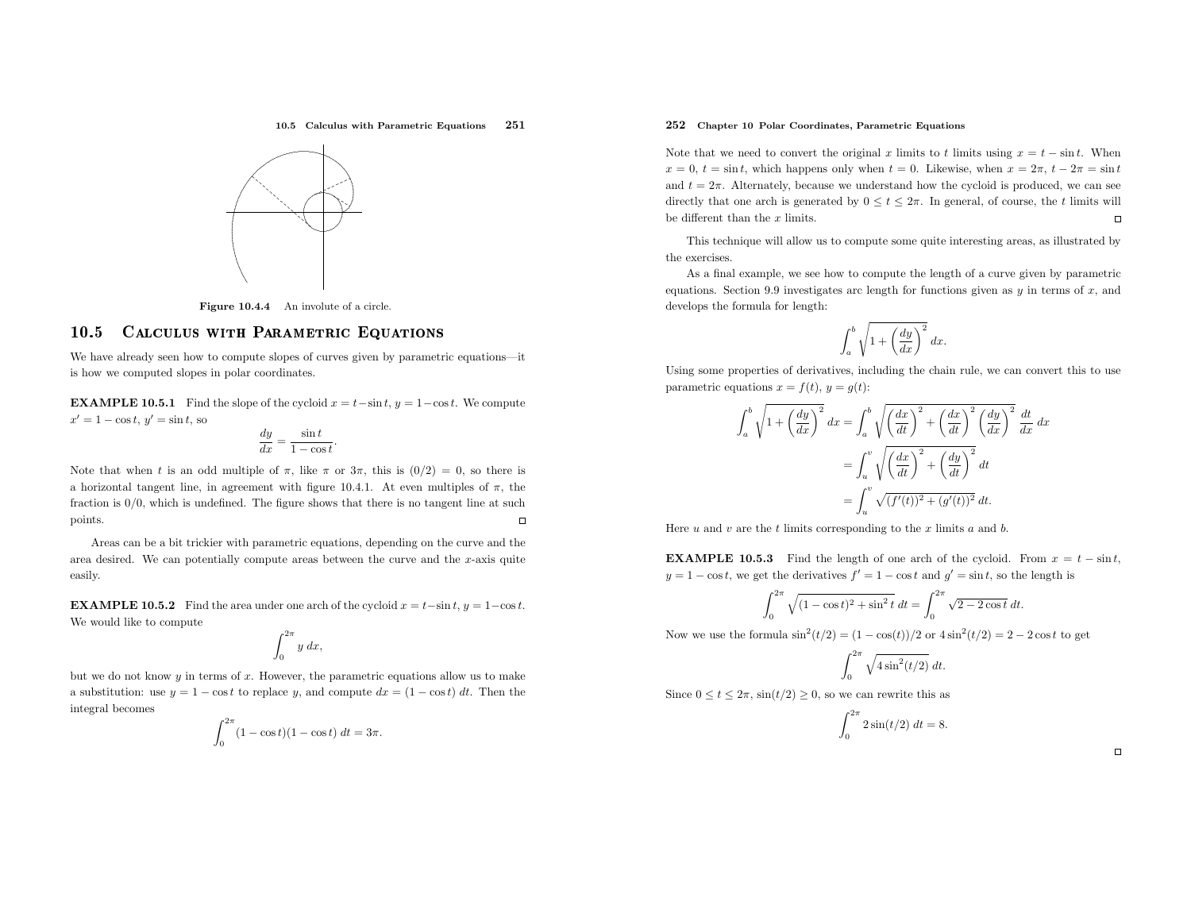Figure 10.4.4 An involute of a circle.

## 10.5 Calculus with Parametric Equations

We have already seen how to compute slopes of curves given by parametric equations—it is how we computed slopes in polar coordinates.

**EXAMPLE 10.5.1** Find the slope of the cycloid $x = t - \sin t$, $y = 1 - \cos t$. We compute $x' = 1 - \cos t$, $y' = \sin t$, so

$$\frac{dy}{dx} = \frac{\sin t}{1 - \cos t}.$$

Note that when $t$ is an odd multiple of $\pi$, like $\pi$ or $3\pi$, this is $(0/2) = 0$, so there is a horizontal tangent line, in agreement with figure 10.4.1. At even multiples of $\pi$, the fraction is $0/0$, which is undefined. The figure shows that there is no tangent line at such points. □

Areas can be a bit trickier with parametric equations, depending on the curve and the area desired. We can potentially compute areas between the curve and the $x$-axis quite easily.

**EXAMPLE 10.5.2** Find the area under one arch of the cycloid $x = t - \sin t$, $y = 1 - \cos t$. We would like to compute

$$\int_0^{2\pi} y\, dx,$$

but we do not know $y$ in terms of $x$. However, the parametric equations allow us to make a substitution: use $y = 1 - \cos t$ to replace $y$, and compute $dx = (1 - \cos t)\, dt$. Then the integral becomes

$$\int_0^{2\pi} (1 - \cos t)(1 - \cos t)\, dt = 3\pi.$$

Note that we need to convert the original $x$ limits to $t$ limits using $x = t - \sin t$. When $x = 0$, $t = \sin t$, which happens only when $t = 0$. Likewise, when $x = 2\pi$, $t - 2\pi = \sin t$ and $t = 2\pi$. Alternately, because we understand how the cycloid is produced, we can see directly that one arch is generated by $0 \le t \le 2\pi$. In general, of course, the $t$ limits will be different than the $x$ limits. □

This technique will allow us to compute some quite interesting areas, as illustrated by the exercises.

As a final example, we see how to compute the length of a curve given by parametric equations. Section 9.9 investigates arc length for functions given as $y$ in terms of $x$, and develops the formula for length:

$$\int_a^b \sqrt{1 + \left(\frac{dy}{dx}\right)^2}\, dx.$$

Using some properties of derivatives, including the chain rule, we can convert this to use parametric equations $x = f(t)$, $y = g(t)$:

$$\begin{aligned}
\int_a^b \sqrt{1 + \left(\frac{dy}{dx}\right)^2}\, dx &= \int_a^b \sqrt{\left(\frac{dx}{dt}\right)^2 + \left(\frac{dx}{dt}\right)^2 \left(\frac{dy}{dx}\right)^2}\; \frac{dt}{dx}\, dx \\
&= \int_u^v \sqrt{\left(\frac{dx}{dt}\right)^2 + \left(\frac{dy}{dt}\right)^2}\, dt \\
&= \int_u^v \sqrt{(f'(t))^2 + (g'(t))^2}\, dt.
\end{aligned}$$

Here $u$ and $v$ are the $t$ limits corresponding to the $x$ limits $a$ and $b$.

**EXAMPLE 10.5.3** Find the length of one arch of the cycloid. From $x = t - \sin t$, $y = 1 - \cos t$, we get the derivatives $f' = 1 - \cos t$ and $g' = \sin t$, so the length is

$$\int_0^{2\pi} \sqrt{(1 - \cos t)^2 + \sin^2 t}\, dt = \int_0^{2\pi} \sqrt{2 - 2\cos t}\, dt.$$

Now we use the formula $\sin^2(t/2) = (1 - \cos(t))/2$ or $4\sin^2(t/2) = 2 - 2\cos t$ to get

$$\int_0^{2\pi} \sqrt{4\sin^2(t/2)}\, dt.$$

Since $0 \le t \le 2\pi$, $\sin(t/2) \ge 0$, so we can rewrite this as

$$\int_0^{2\pi} 2\sin(t/2)\, dt = 8.$$

□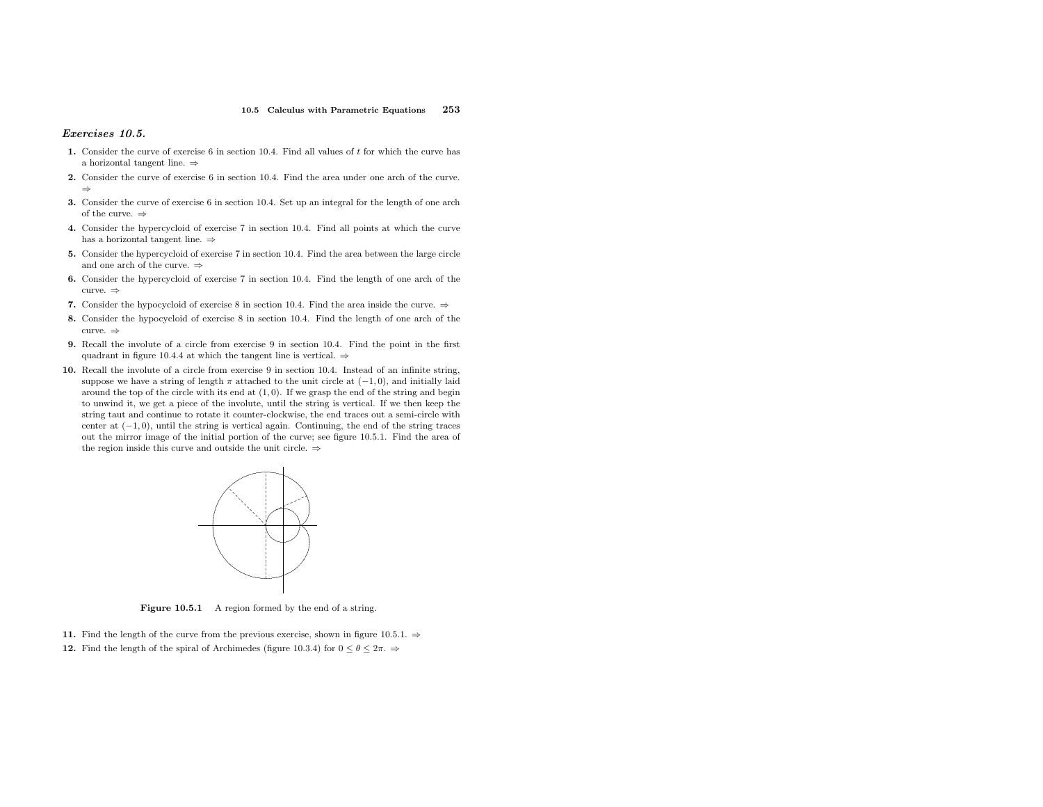## *Exercises 10.5.*

1. Consider the curve of exercise 6 in section 10.4. Find all values of $t$ for which the curve has a horizontal tangent line. ⇒
2. Consider the curve of exercise 6 in section 10.4. Find the area under one arch of the curve. ⇒
3. Consider the curve of exercise 6 in section 10.4. Set up an integral for the length of one arch of the curve. ⇒
4. Consider the hypercycloid of exercise 7 in section 10.4. Find all points at which the curve has a horizontal tangent line. ⇒
5. Consider the hypercycloid of exercise 7 in section 10.4. Find the area between the large circle and one arch of the curve. ⇒
6. Consider the hypercycloid of exercise 7 in section 10.4. Find the length of one arch of the curve. ⇒
7. Consider the hypocycloid of exercise 8 in section 10.4. Find the area inside the curve. ⇒
8. Consider the hypocycloid of exercise 8 in section 10.4. Find the length of one arch of the curve. ⇒
9. Recall the involute of a circle from exercise 9 in section 10.4. Find the point in the first quadrant in figure 10.4.4 at which the tangent line is vertical. ⇒
10. Recall the involute of a circle from exercise 9 in section 10.4. Instead of an infinite string, suppose we have a string of length $\pi$ attached to the unit circle at $(-1, 0)$, and initially laid around the top of the circle with its end at $(1, 0)$. If we grasp the end of the string and begin to unwind it, we get a piece of the involute, until the string is vertical. If we then keep the string taut and continue to rotate it counter-clockwise, the end traces out a semi-circle with center at $(-1, 0)$, until the string is vertical again. Continuing, the end of the string traces out the mirror image of the initial portion of the curve; see figure 10.5.1. Find the area of the region inside this curve and outside the unit circle. ⇒

**Figure 10.5.1** A region formed by the end of a string.

11. Find the length of the curve from the previous exercise, shown in figure 10.5.1. ⇒
12. Find the length of the spiral of Archimedes (figure 10.3.4) for $0 \le \theta \le 2\pi$. ⇒